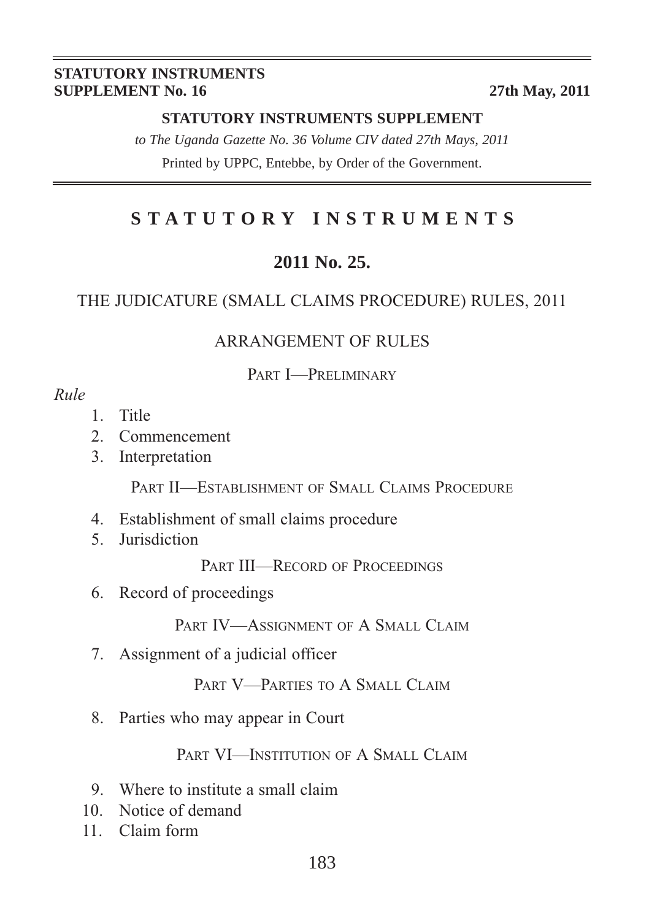**STATUTORY INSTRUMENTS SUPPLEMENT No. 16** **27th May, 2011**

**STATUTORY INSTRUMENTS SUPPLEMENT**

*to The Uganda Gazette No. 36 Volume CIV dated 27th Mays, 2011*

Printed by UPPC, Entebbe, by Order of the Government.

# STATUTORY INSTRUMENTS

## 2011 No. 25.

## THE JUDICATURE (SMALL CLAIMS PROCEDURE) RULES, 2011

### ARRANGEMENT OF RULES

PART I—PRELIMINARY

*Rule*

1. Title
2. Commencement
3. Interpretation

PART II—ESTABLISHMENT OF SMALL CLAIMS PROCEDURE

4. Establishment of small claims procedure
5. Jurisdiction

PART III—RECORD OF PROCEEDINGS

6. Record of proceedings

PART IV—ASSIGNMENT OF A SMALL CLAIM

7. Assignment of a judicial officer

PART V—PARTIES TO A SMALL CLAIM

8. Parties who may appear in Court

PART VI—INSTITUTION OF A SMALL CLAIM

9. Where to institute a small claim
10. Notice of demand
11. Claim form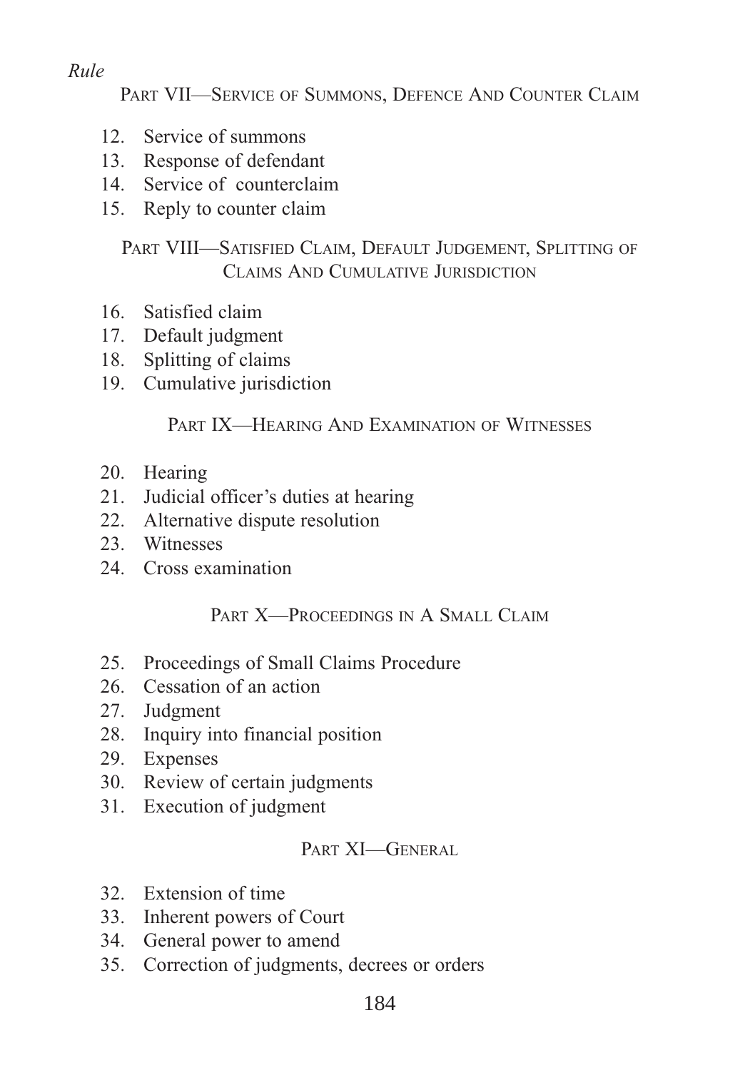*Rule*

PART VII—SERVICE OF SUMMONS, DEFENCE AND COUNTER CLAIM

12. Service of summons
13. Response of defendant
14. Service of counterclaim
15. Reply to counter claim

PART VIII—SATISFIED CLAIM, DEFAULT JUDGEMENT, SPLITTING OF CLAIMS AND CUMULATIVE JURISDICTION

16. Satisfied claim
17. Default judgment
18. Splitting of claims
19. Cumulative jurisdiction

PART IX—HEARING AND EXAMINATION OF WITNESSES

20. Hearing
21. Judicial officer's duties at hearing
22. Alternative dispute resolution
23. Witnesses
24. Cross examination

PART X—PROCEEDINGS IN A SMALL CLAIM

25. Proceedings of Small Claims Procedure
26. Cessation of an action
27. Judgment
28. Inquiry into financial position
29. Expenses
30. Review of certain judgments
31. Execution of judgment

PART XI—GENERAL

32. Extension of time
33. Inherent powers of Court
34. General power to amend
35. Correction of judgments, decrees or orders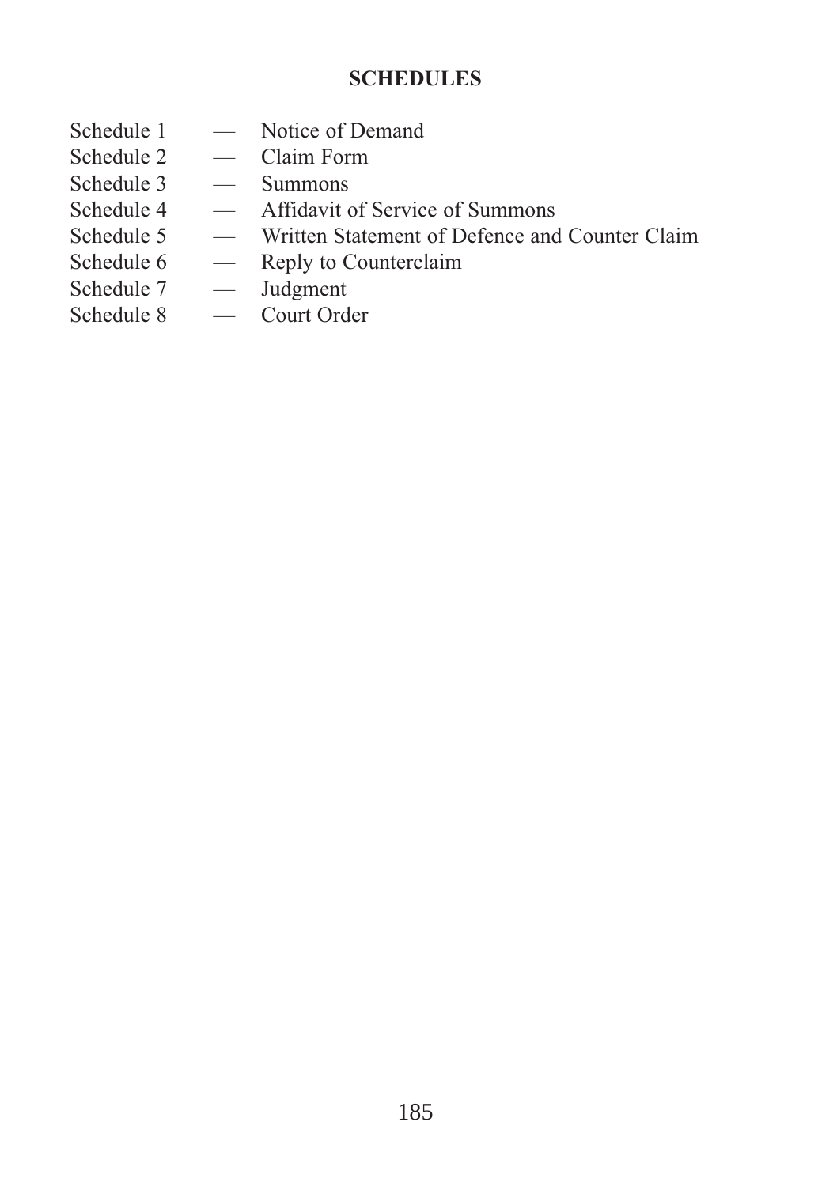## SCHEDULES

Schedule 1 — Notice of Demand
Schedule 2 — Claim Form
Schedule 3 — Summons
Schedule 4 — Affidavit of Service of Summons
Schedule 5 — Written Statement of Defence and Counter Claim
Schedule 6 — Reply to Counterclaim
Schedule 7 — Judgment
Schedule 8 — Court Order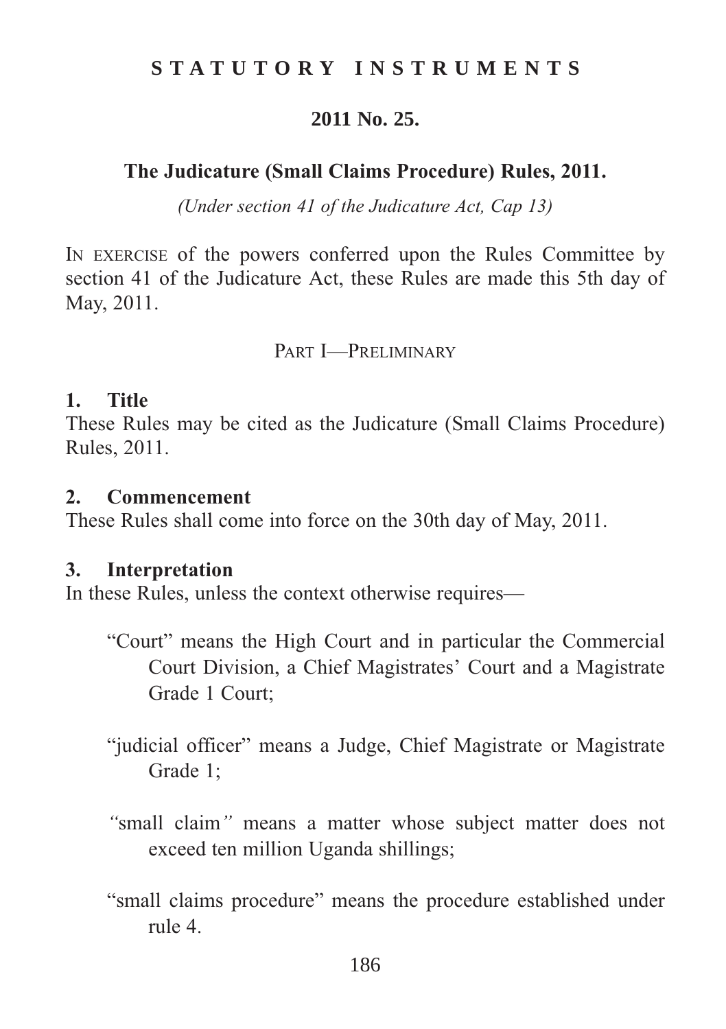**S T A T U T O R Y I N S T R U M E N T S**

**2011 No. 25.**

**The Judicature (Small Claims Procedure) Rules, 2011.**

*(Under section 41 of the Judicature Act, Cap 13)*

IN EXERCISE of the powers conferred upon the Rules Committee by section 41 of the Judicature Act, these Rules are made this 5th day of May, 2011.

PART I—PRELIMINARY

**1. Title**

These Rules may be cited as the Judicature (Small Claims Procedure) Rules, 2011.

**2. Commencement**

These Rules shall come into force on the 30th day of May, 2011.

**3. Interpretation**

In these Rules, unless the context otherwise requires—

"Court" means the High Court and in particular the Commercial Court Division, a Chief Magistrates' Court and a Magistrate Grade 1 Court;

"judicial officer" means a Judge, Chief Magistrate or Magistrate Grade 1;

"small claim" means a matter whose subject matter does not exceed ten million Uganda shillings;

"small claims procedure" means the procedure established under rule 4.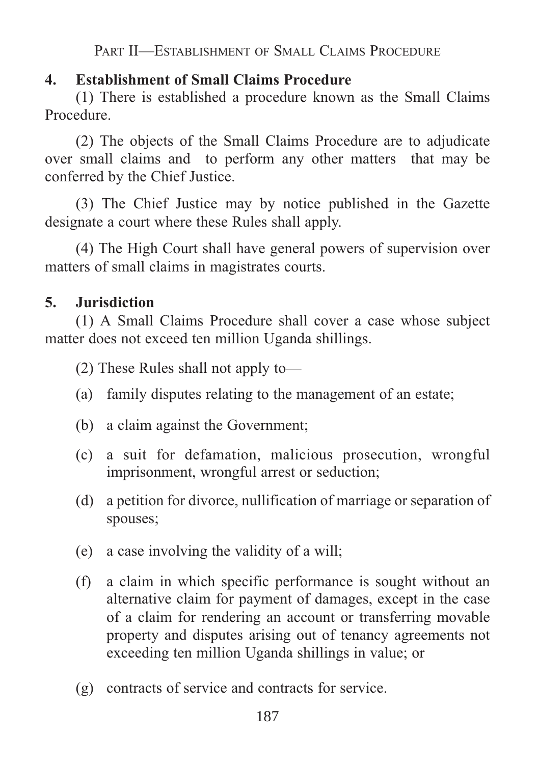## Part II—Establishment of Small Claims Procedure

### 4. Establishment of Small Claims Procedure

(1) There is established a procedure known as the Small Claims Procedure.

(2) The objects of the Small Claims Procedure are to adjudicate over small claims and to perform any other matters that may be conferred by the Chief Justice.

(3) The Chief Justice may by notice published in the Gazette designate a court where these Rules shall apply.

(4) The High Court shall have general powers of supervision over matters of small claims in magistrates courts.

### 5. Jurisdiction

(1) A Small Claims Procedure shall cover a case whose subject matter does not exceed ten million Uganda shillings.

(2) These Rules shall not apply to—

(a) family disputes relating to the management of an estate;

(b) a claim against the Government;

(c) a suit for defamation, malicious prosecution, wrongful imprisonment, wrongful arrest or seduction;

(d) a petition for divorce, nullification of marriage or separation of spouses;

(e) a case involving the validity of a will;

(f) a claim in which specific performance is sought without an alternative claim for payment of damages, except in the case of a claim for rendering an account or transferring movable property and disputes arising out of tenancy agreements not exceeding ten million Uganda shillings in value; or

(g) contracts of service and contracts for service.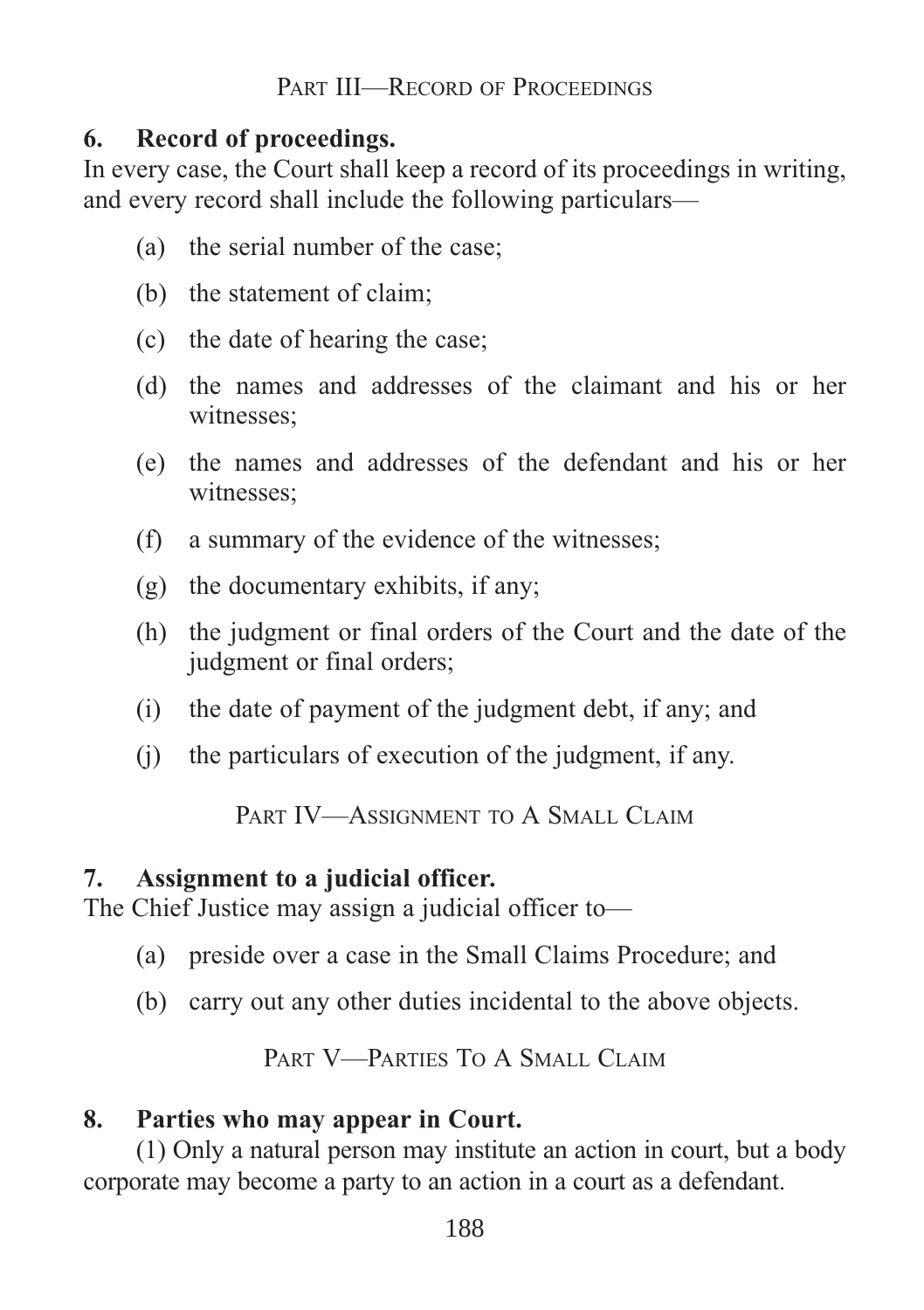## Part III—Record of Proceedings

### 6. Record of proceedings.

In every case, the Court shall keep a record of its proceedings in writing, and every record shall include the following particulars—

(a) the serial number of the case;

(b) the statement of claim;

(c) the date of hearing the case;

(d) the names and addresses of the claimant and his or her witnesses;

(e) the names and addresses of the defendant and his or her witnesses;

(f) a summary of the evidence of the witnesses;

(g) the documentary exhibits, if any;

(h) the judgment or final orders of the Court and the date of the judgment or final orders;

(i) the date of payment of the judgment debt, if any; and

(j) the particulars of execution of the judgment, if any.

## Part IV—Assignment to A Small Claim

### 7. Assignment to a judicial officer.

The Chief Justice may assign a judicial officer to—

(a) preside over a case in the Small Claims Procedure; and

(b) carry out any other duties incidental to the above objects.

## Part V—Parties To A Small Claim

### 8. Parties who may appear in Court.

(1) Only a natural person may institute an action in court, but a body corporate may become a party to an action in a court as a defendant.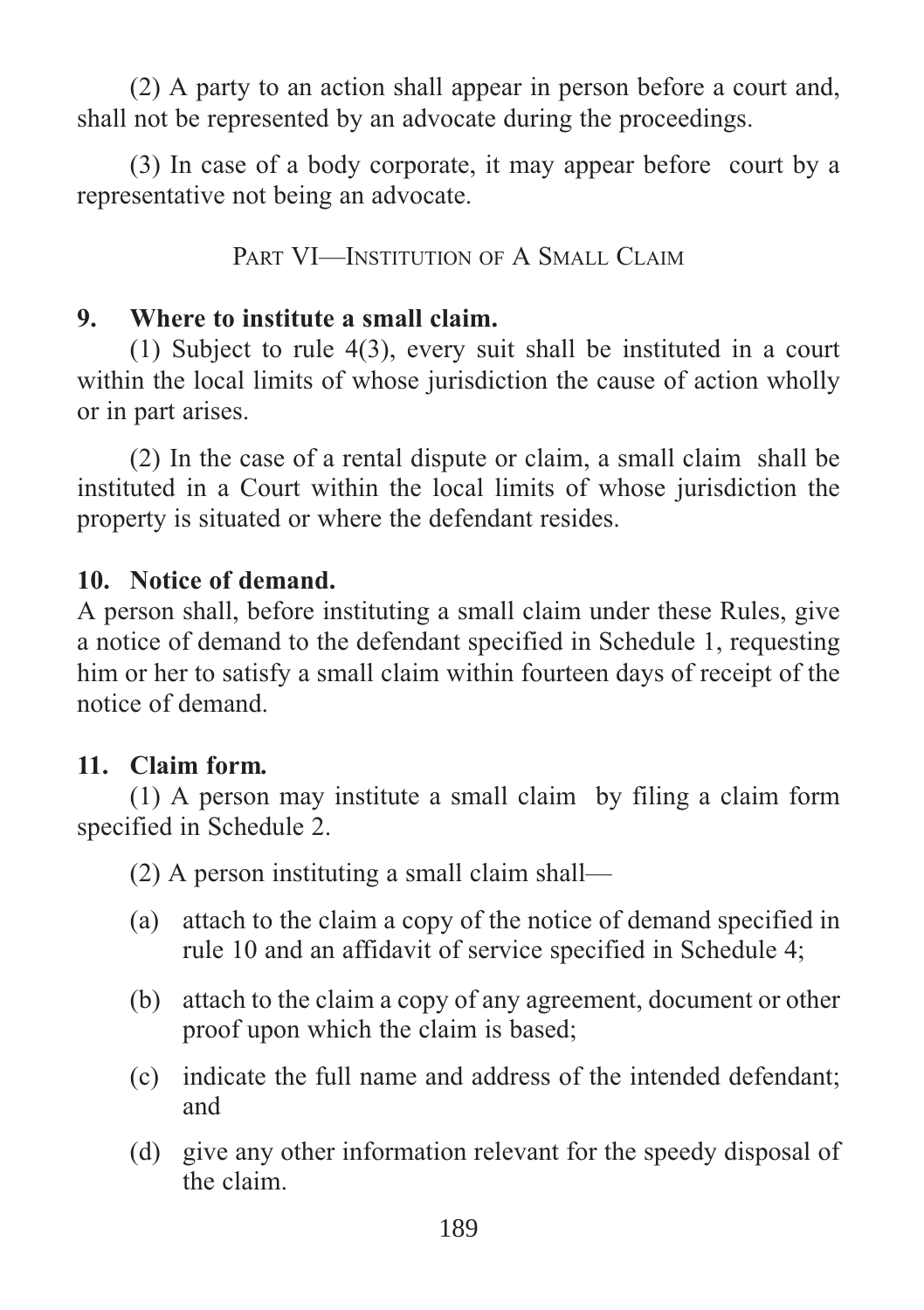(2) A party to an action shall appear in person before a court and, shall not be represented by an advocate during the proceedings.

(3) In case of a body corporate, it may appear before court by a representative not being an advocate.

## PART VI—INSTITUTION OF A SMALL CLAIM

**9. Where to institute a small claim.**

(1) Subject to rule 4(3), every suit shall be instituted in a court within the local limits of whose jurisdiction the cause of action wholly or in part arises.

(2) In the case of a rental dispute or claim, a small claim shall be instituted in a Court within the local limits of whose jurisdiction the property is situated or where the defendant resides.

**10. Notice of demand.**

A person shall, before instituting a small claim under these Rules, give a notice of demand to the defendant specified in Schedule 1, requesting him or her to satisfy a small claim within fourteen days of receipt of the notice of demand.

**11. Claim form.**

(1) A person may institute a small claim by filing a claim form specified in Schedule 2.

(2) A person instituting a small claim shall—

(a) attach to the claim a copy of the notice of demand specified in rule 10 and an affidavit of service specified in Schedule 4;

(b) attach to the claim a copy of any agreement, document or other proof upon which the claim is based;

(c) indicate the full name and address of the intended defendant; and

(d) give any other information relevant for the speedy disposal of the claim.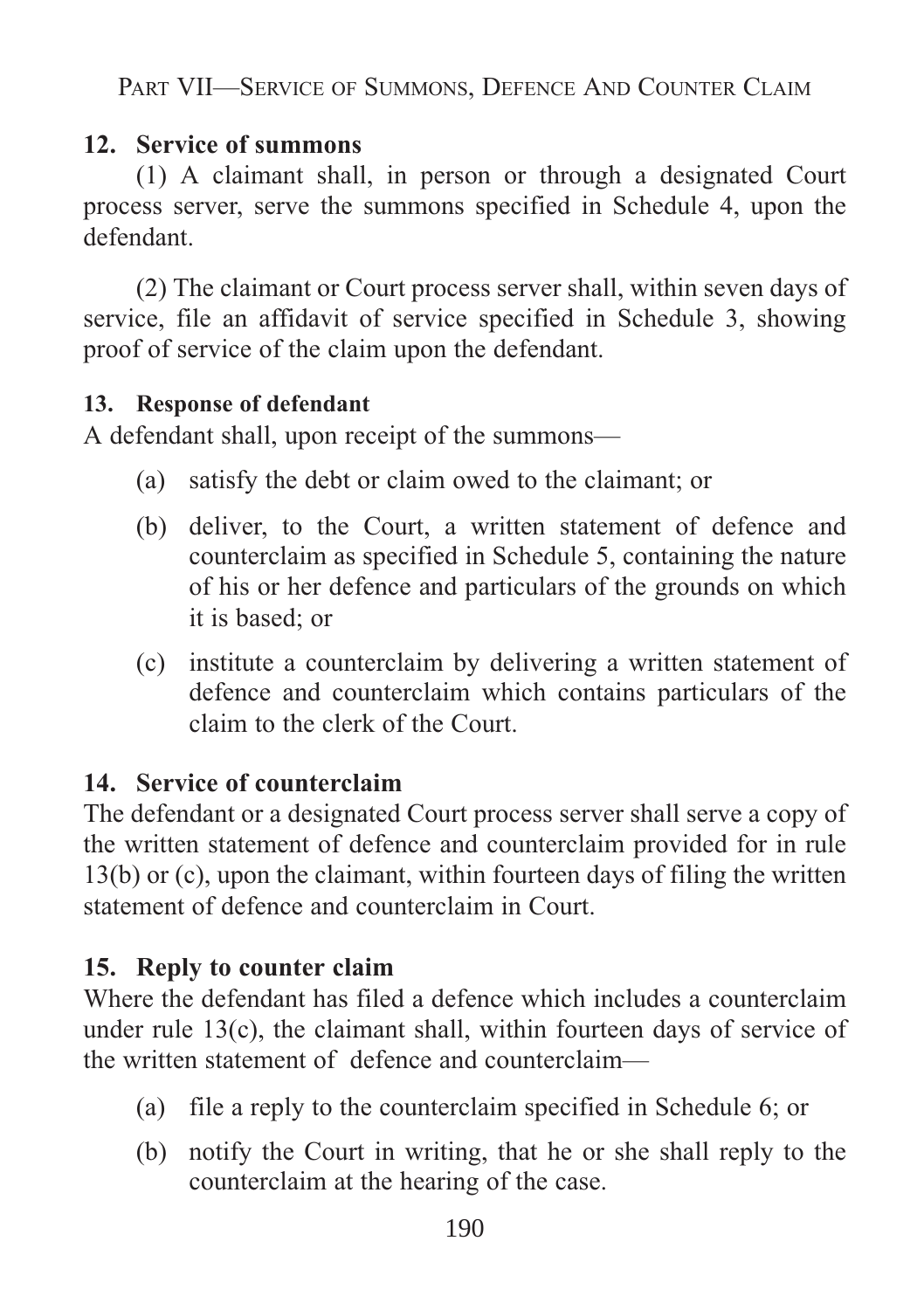Part VII—Service of Summons, Defence And Counter Claim

**12. Service of summons**

(1) A claimant shall, in person or through a designated Court process server, serve the summons specified in Schedule 4, upon the defendant.

(2) The claimant or Court process server shall, within seven days of service, file an affidavit of service specified in Schedule 3, showing proof of service of the claim upon the defendant.

**13. Response of defendant**

A defendant shall, upon receipt of the summons—

(a) satisfy the debt or claim owed to the claimant; or

(b) deliver, to the Court, a written statement of defence and counterclaim as specified in Schedule 5, containing the nature of his or her defence and particulars of the grounds on which it is based; or

(c) institute a counterclaim by delivering a written statement of defence and counterclaim which contains particulars of the claim to the clerk of the Court.

**14. Service of counterclaim**

The defendant or a designated Court process server shall serve a copy of the written statement of defence and counterclaim provided for in rule 13(b) or (c), upon the claimant, within fourteen days of filing the written statement of defence and counterclaim in Court.

**15. Reply to counter claim**

Where the defendant has filed a defence which includes a counterclaim under rule 13(c), the claimant shall, within fourteen days of service of the written statement of defence and counterclaim—

(a) file a reply to the counterclaim specified in Schedule 6; or

(b) notify the Court in writing, that he or she shall reply to the counterclaim at the hearing of the case.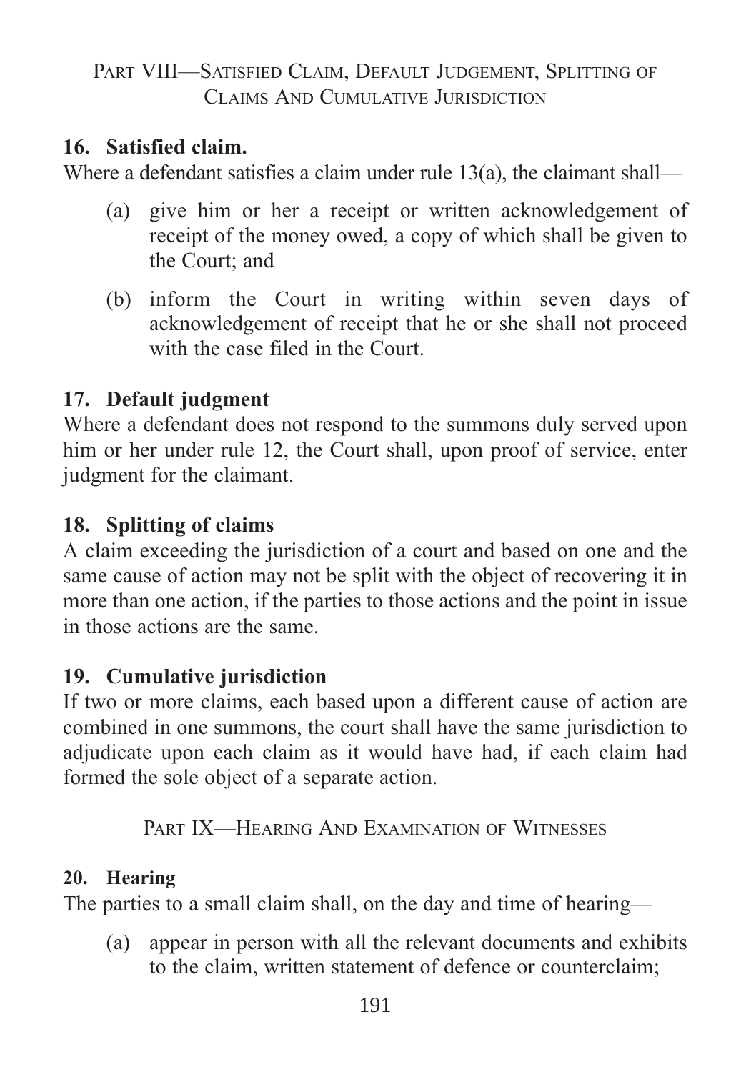## Part VIII—Satisfied Claim, Default Judgement, Splitting of Claims And Cumulative Jurisdiction

### 16. Satisfied claim.

Where a defendant satisfies a claim under rule 13(a), the claimant shall—

(a) give him or her a receipt or written acknowledgement of receipt of the money owed, a copy of which shall be given to the Court; and

(b) inform the Court in writing within seven days of acknowledgement of receipt that he or she shall not proceed with the case filed in the Court.

### 17. Default judgment

Where a defendant does not respond to the summons duly served upon him or her under rule 12, the Court shall, upon proof of service, enter judgment for the claimant.

### 18. Splitting of claims

A claim exceeding the jurisdiction of a court and based on one and the same cause of action may not be split with the object of recovering it in more than one action, if the parties to those actions and the point in issue in those actions are the same.

### 19. Cumulative jurisdiction

If two or more claims, each based upon a different cause of action are combined in one summons, the court shall have the same jurisdiction to adjudicate upon each claim as it would have had, if each claim had formed the sole object of a separate action.

## Part IX—Hearing And Examination of Witnesses

### 20. Hearing

The parties to a small claim shall, on the day and time of hearing—

(a) appear in person with all the relevant documents and exhibits to the claim, written statement of defence or counterclaim;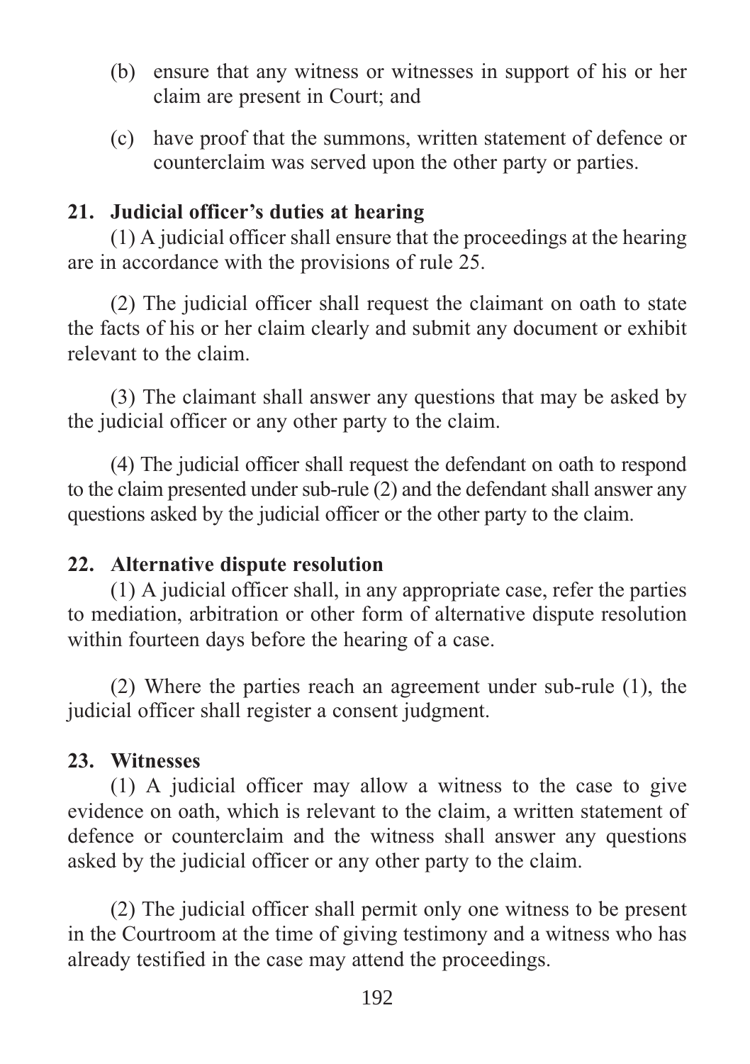(b) ensure that any witness or witnesses in support of his or her claim are present in Court; and

(c) have proof that the summons, written statement of defence or counterclaim was served upon the other party or parties.

**21. Judicial officer's duties at hearing**

(1) A judicial officer shall ensure that the proceedings at the hearing are in accordance with the provisions of rule 25.

(2) The judicial officer shall request the claimant on oath to state the facts of his or her claim clearly and submit any document or exhibit relevant to the claim.

(3) The claimant shall answer any questions that may be asked by the judicial officer or any other party to the claim.

(4) The judicial officer shall request the defendant on oath to respond to the claim presented under sub-rule (2) and the defendant shall answer any questions asked by the judicial officer or the other party to the claim.

**22. Alternative dispute resolution**

(1) A judicial officer shall, in any appropriate case, refer the parties to mediation, arbitration or other form of alternative dispute resolution within fourteen days before the hearing of a case.

(2) Where the parties reach an agreement under sub-rule (1), the judicial officer shall register a consent judgment.

**23. Witnesses**

(1) A judicial officer may allow a witness to the case to give evidence on oath, which is relevant to the claim, a written statement of defence or counterclaim and the witness shall answer any questions asked by the judicial officer or any other party to the claim.

(2) The judicial officer shall permit only one witness to be present in the Courtroom at the time of giving testimony and a witness who has already testified in the case may attend the proceedings.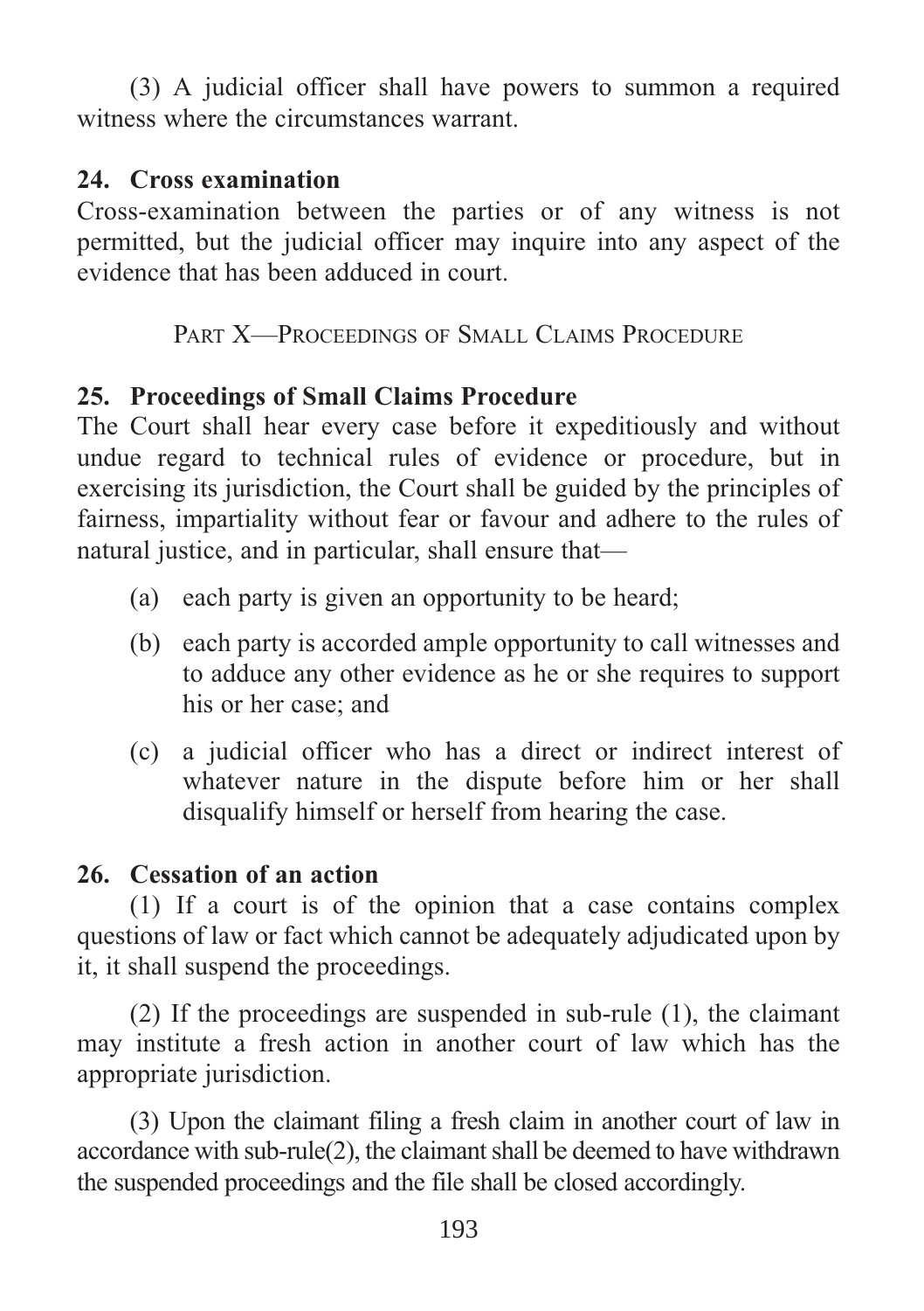(3) A judicial officer shall have powers to summon a required witness where the circumstances warrant.

### 24. Cross examination

Cross-examination between the parties or of any witness is not permitted, but the judicial officer may inquire into any aspect of the evidence that has been adduced in court.

## PART X—PROCEEDINGS OF SMALL CLAIMS PROCEDURE

### 25. Proceedings of Small Claims Procedure

The Court shall hear every case before it expeditiously and without undue regard to technical rules of evidence or procedure, but in exercising its jurisdiction, the Court shall be guided by the principles of fairness, impartiality without fear or favour and adhere to the rules of natural justice, and in particular, shall ensure that—

- (a) each party is given an opportunity to be heard;
- (b) each party is accorded ample opportunity to call witnesses and to adduce any other evidence as he or she requires to support his or her case; and
- (c) a judicial officer who has a direct or indirect interest of whatever nature in the dispute before him or her shall disqualify himself or herself from hearing the case.

### 26. Cessation of an action

(1) If a court is of the opinion that a case contains complex questions of law or fact which cannot be adequately adjudicated upon by it, it shall suspend the proceedings.

(2) If the proceedings are suspended in sub-rule (1), the claimant may institute a fresh action in another court of law which has the appropriate jurisdiction.

(3) Upon the claimant filing a fresh claim in another court of law in accordance with sub-rule(2), the claimant shall be deemed to have withdrawn the suspended proceedings and the file shall be closed accordingly.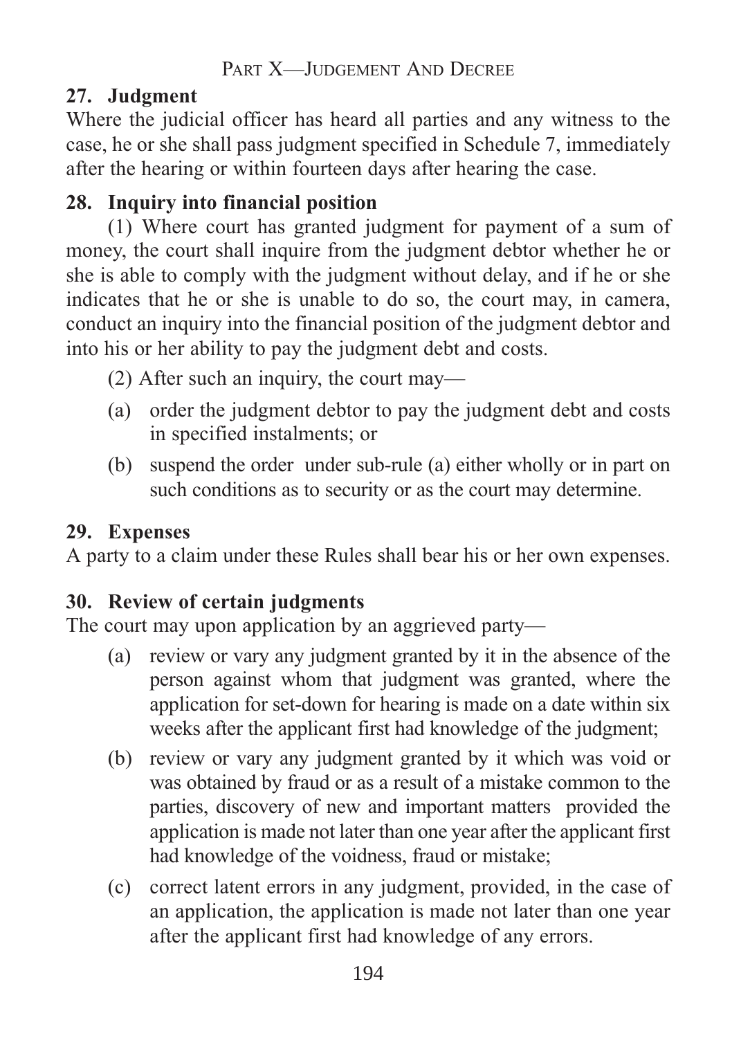## Part X—Judgement And Decree

### 27. Judgment

Where the judicial officer has heard all parties and any witness to the case, he or she shall pass judgment specified in Schedule 7, immediately after the hearing or within fourteen days after hearing the case.

### 28. Inquiry into financial position

(1) Where court has granted judgment for payment of a sum of money, the court shall inquire from the judgment debtor whether he or she is able to comply with the judgment without delay, and if he or she indicates that he or she is unable to do so, the court may, in camera, conduct an inquiry into the financial position of the judgment debtor and into his or her ability to pay the judgment debt and costs.

(2) After such an inquiry, the court may—

(a) order the judgment debtor to pay the judgment debt and costs in specified instalments; or

(b) suspend the order under sub-rule (a) either wholly or in part on such conditions as to security or as the court may determine.

### 29. Expenses

A party to a claim under these Rules shall bear his or her own expenses.

### 30. Review of certain judgments

The court may upon application by an aggrieved party—

(a) review or vary any judgment granted by it in the absence of the person against whom that judgment was granted, where the application for set-down for hearing is made on a date within six weeks after the applicant first had knowledge of the judgment;

(b) review or vary any judgment granted by it which was void or was obtained by fraud or as a result of a mistake common to the parties, discovery of new and important matters provided the application is made not later than one year after the applicant first had knowledge of the voidness, fraud or mistake;

(c) correct latent errors in any judgment, provided, in the case of an application, the application is made not later than one year after the applicant first had knowledge of any errors.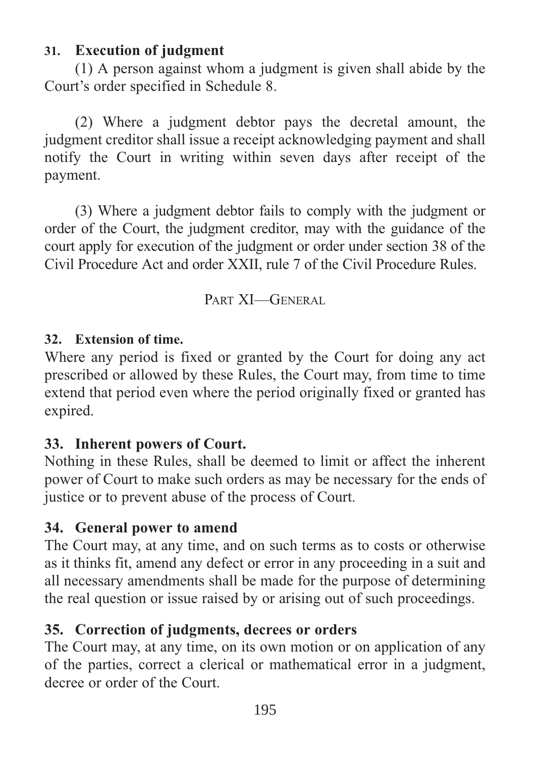### 31. Execution of judgment

(1) A person against whom a judgment is given shall abide by the Court's order specified in Schedule 8.

(2) Where a judgment debtor pays the decretal amount, the judgment creditor shall issue a receipt acknowledging payment and shall notify the Court in writing within seven days after receipt of the payment.

(3) Where a judgment debtor fails to comply with the judgment or order of the Court, the judgment creditor, may with the guidance of the court apply for execution of the judgment or order under section 38 of the Civil Procedure Act and order XXII, rule 7 of the Civil Procedure Rules.

## PART XI—GENERAL

### 32. Extension of time.

Where any period is fixed or granted by the Court for doing any act prescribed or allowed by these Rules, the Court may, from time to time extend that period even where the period originally fixed or granted has expired.

### 33. Inherent powers of Court.

Nothing in these Rules, shall be deemed to limit or affect the inherent power of Court to make such orders as may be necessary for the ends of justice or to prevent abuse of the process of Court.

### 34. General power to amend

The Court may, at any time, and on such terms as to costs or otherwise as it thinks fit, amend any defect or error in any proceeding in a suit and all necessary amendments shall be made for the purpose of determining the real question or issue raised by or arising out of such proceedings.

### 35. Correction of judgments, decrees or orders

The Court may, at any time, on its own motion or on application of any of the parties, correct a clerical or mathematical error in a judgment, decree or order of the Court.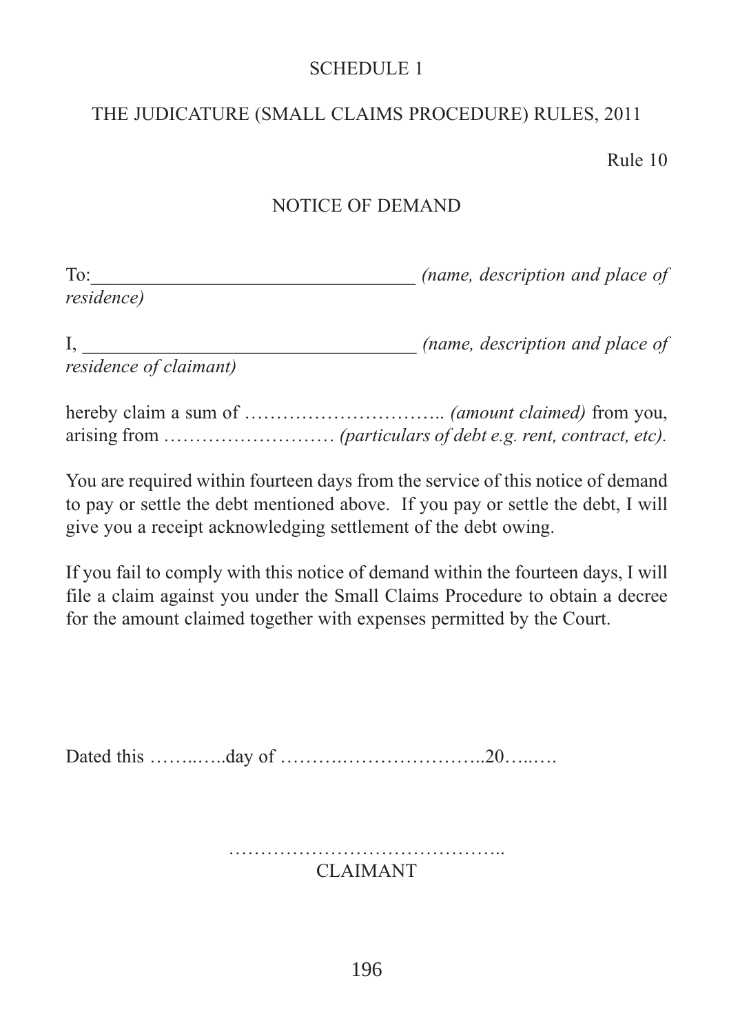SCHEDULE 1

THE JUDICATURE (SMALL CLAIMS PROCEDURE) RULES, 2011

Rule 10

## NOTICE OF DEMAND

To:_________________________________ *(name, description and place of residence)*

I, __________________________________ *(name, description and place of residence of claimant)*

hereby claim a sum of ………………………….. *(amount claimed)* from you, arising from ……………………… *(particulars of debt e.g. rent, contract, etc).*

You are required within fourteen days from the service of this notice of demand to pay or settle the debt mentioned above. If you pay or settle the debt, I will give you a receipt acknowledging settlement of the debt owing.

If you fail to comply with this notice of demand within the fourteen days, I will file a claim against you under the Small Claims Procedure to obtain a decree for the amount claimed together with expenses permitted by the Court.

Dated this ……..…..day of ……….…………………..20…..….

……………………………………..
CLAIMANT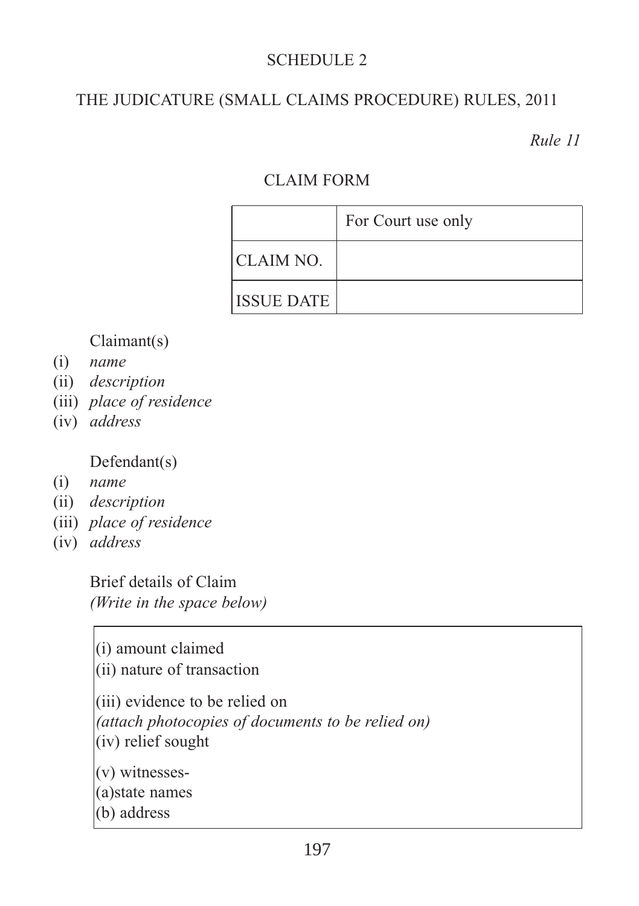SCHEDULE 2

THE JUDICATURE (SMALL CLAIMS PROCEDURE) RULES, 2011

*Rule 11*

CLAIM FORM

| | For Court use only |
|---|---|
| CLAIM NO. | |
| ISSUE DATE | |

Claimant(s)

(i) *name*
(ii) *description*
(iii) *place of residence*
(iv) *address*

Defendant(s)

(i) *name*
(ii) *description*
(iii) *place of residence*
(iv) *address*

Brief details of Claim
*(Write in the space below)*

| |
|---|
| (i) amount claimed<br>(ii) nature of transaction<br><br>(iii) evidence to be relied on<br>*(attach photocopies of documents to be relied on)*<br>(iv) relief sought<br><br>(v) witnesses-<br>(a)state names<br>(b) address |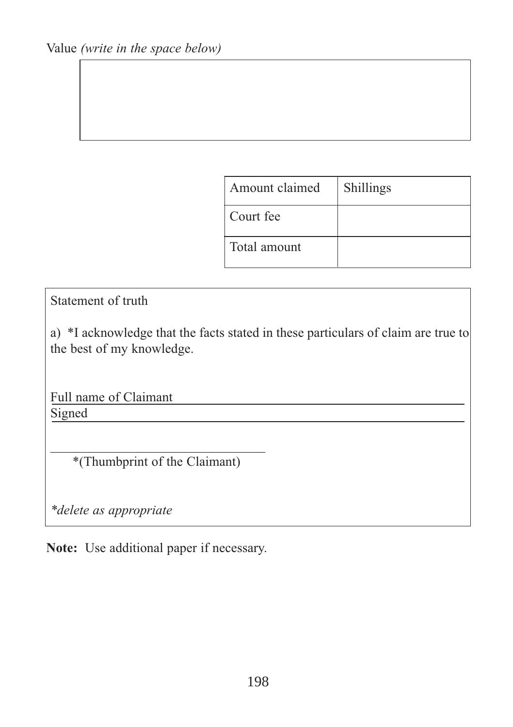Value *(write in the space below)*

| | |
|---|---|
| Amount claimed | Shillings |
| Court fee | |
| Total amount | |

Statement of truth

a) *I acknowledge that the facts stated in these particulars of claim are true to the best of my knowledge.

Full name of Claimant ______________________________

Signed ______________________________

______________________________
*(Thumbprint of the Claimant)

**delete as appropriate*

**Note:** Use additional paper if necessary.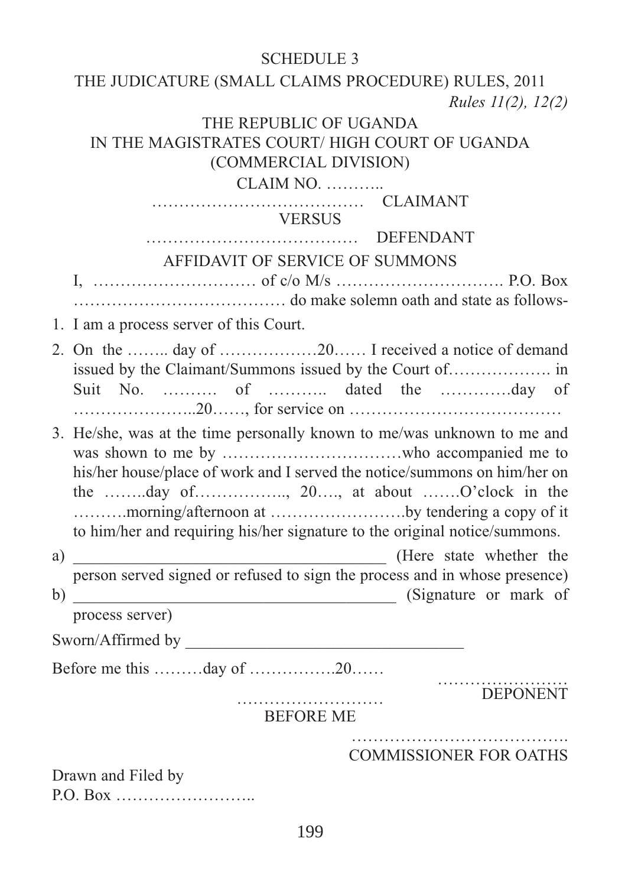SCHEDULE 3

THE JUDICATURE (SMALL CLAIMS PROCEDURE) RULES, 2011

*Rules 11(2), 12(2)*

THE REPUBLIC OF UGANDA

IN THE MAGISTRATES COURT/ HIGH COURT OF UGANDA (COMMERCIAL DIVISION)

CLAIM NO. ………..

………………………………… CLAIMANT

VERSUS

………………………………… DEFENDANT

AFFIDAVIT OF SERVICE OF SUMMONS

I, ………………………… of c/o M/s …………………………. P.O. Box ………………………………… do make solemn oath and state as follows-

1. I am a process server of this Court.
2. On the …….. day of ………………20…… I received a notice of demand issued by the Claimant/Summons issued by the Court of………………. in Suit No. ………. of ……….. dated the ………….day of …………………..20……, for service on …………………………………
3. He/she, was at the time personally known to me/was unknown to me and was shown to me by ……………………………who accompanied me to his/her house/place of work and I served the notice/summons on him/her on the ……..day of…………….., 20…., at about …….O'clock in the ……….morning/afternoon at …………………….by tendering a copy of it to him/her and requiring his/her signature to the original notice/summons.

a) ______________________________________ (Here state whether the person served signed or refused to sign the process and in whose presence)

b) ______________________________________ (Signature or mark of process server)

Sworn/Affirmed by _________________________________

Before me this ………day of …………….20……

……………………

DEPONENT

………………………

BEFORE ME

………………………………….

COMMISSIONER FOR OATHS

Drawn and Filed by

P.O. Box ……………………..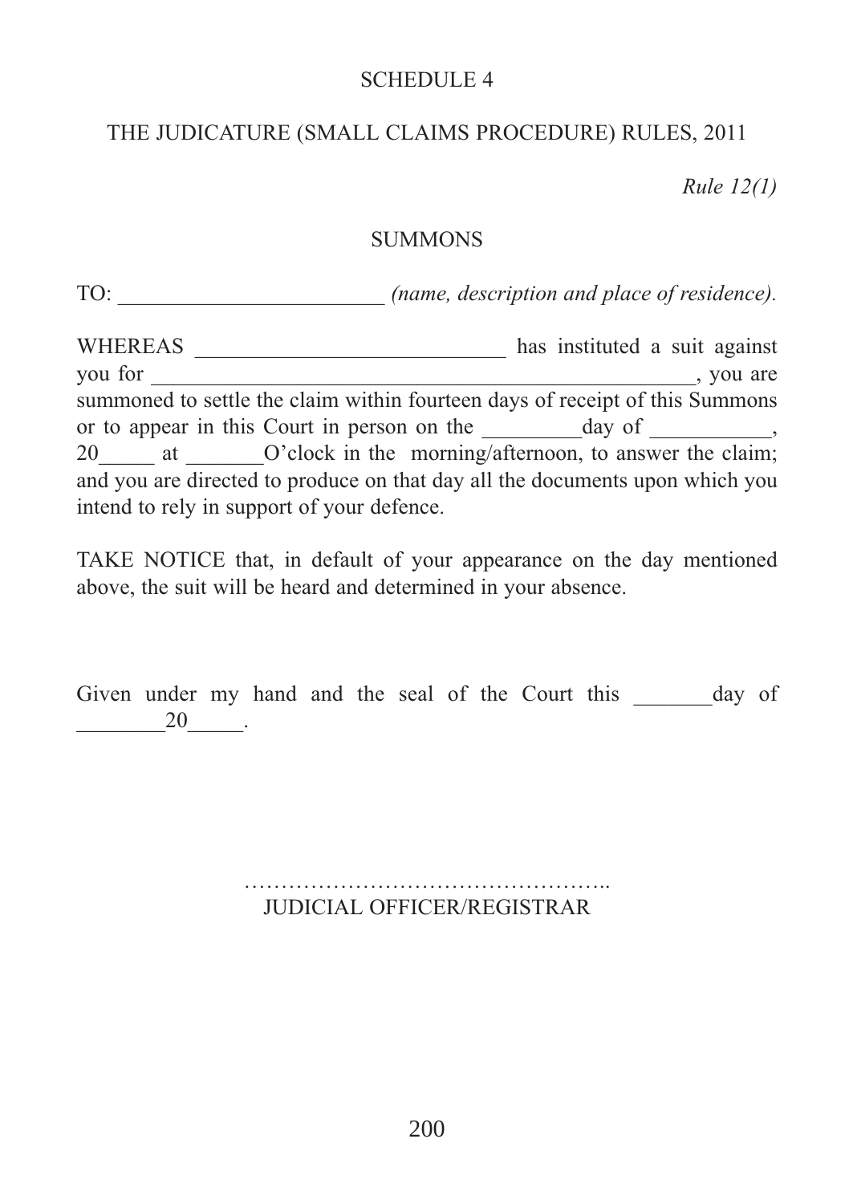SCHEDULE 4

THE JUDICATURE (SMALL CLAIMS PROCEDURE) RULES, 2011

*Rule 12(1)*

SUMMONS

TO: ________________________ *(name, description and place of residence).*

WHEREAS ____________________________ has instituted a suit against you for ____________________________________________________, you are summoned to settle the claim within fourteen days of receipt of this Summons or to appear in this Court in person on the _________day of ___________, 20_____ at _______O'clock in the morning/afternoon, to answer the claim; and you are directed to produce on that day all the documents upon which you intend to rely in support of your defence.

TAKE NOTICE that, in default of your appearance on the day mentioned above, the suit will be heard and determined in your absence.

Given under my hand and the seal of the Court this _______day of ________20_____.

…………………………………………..
JUDICIAL OFFICER/REGISTRAR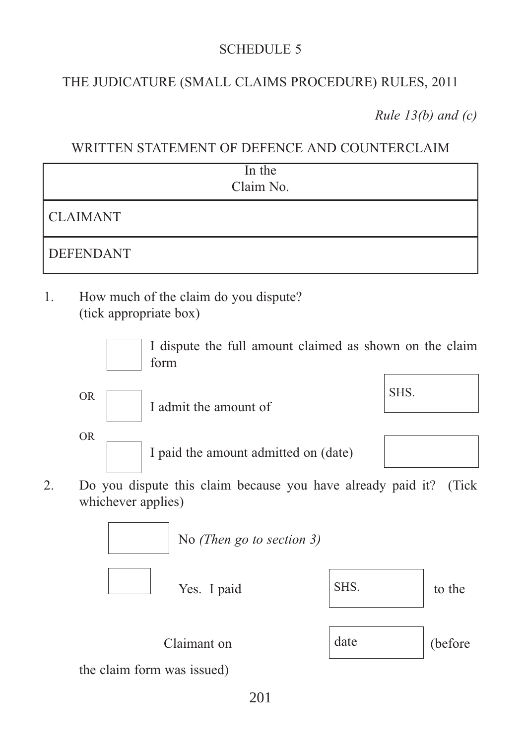SCHEDULE 5

THE JUDICATURE (SMALL CLAIMS PROCEDURE) RULES, 2011

*Rule 13(b) and (c)*

WRITTEN STATEMENT OF DEFENCE AND COUNTERCLAIM

| In the Claim No. |
|---|
| CLAIMANT |
| DEFENDANT |

1. How much of the claim do you dispute? (tick appropriate box)

   ☐ I dispute the full amount claimed as shown on the claim form

   OR ☐ I admit the amount of SHS.

   OR ☐ I paid the amount admitted on (date)

2. Do you dispute this claim because you have already paid it? (Tick whichever applies)

   ☐ No *(Then go to section 3)*

   ☐ Yes. I paid SHS. to the Claimant on date (before the claim form was issued)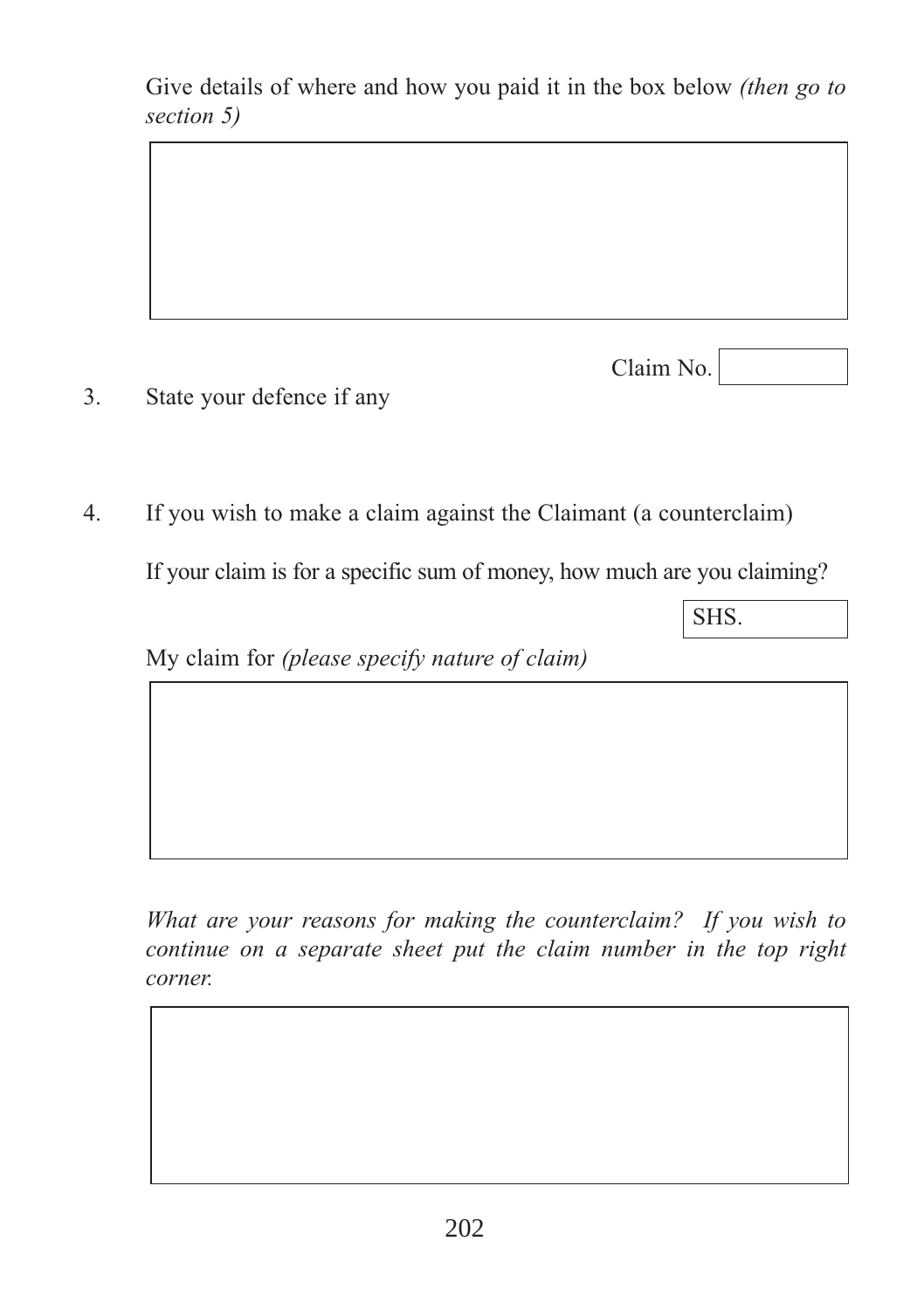Give details of where and how you paid it in the box below *(then go to section 5)*

| |
|---|
| |

Claim No. | |

3. State your defence if any

4. If you wish to make a claim against the Claimant (a counterclaim)

   If your claim is for a specific sum of money, how much are you claiming?

   | SHS. |
   |---|

   My claim for *(please specify nature of claim)*

   | |
   |---|
   | |

   *What are your reasons for making the counterclaim? If you wish to continue on a separate sheet put the claim number in the top right corner.*

   | |
   |---|
   | |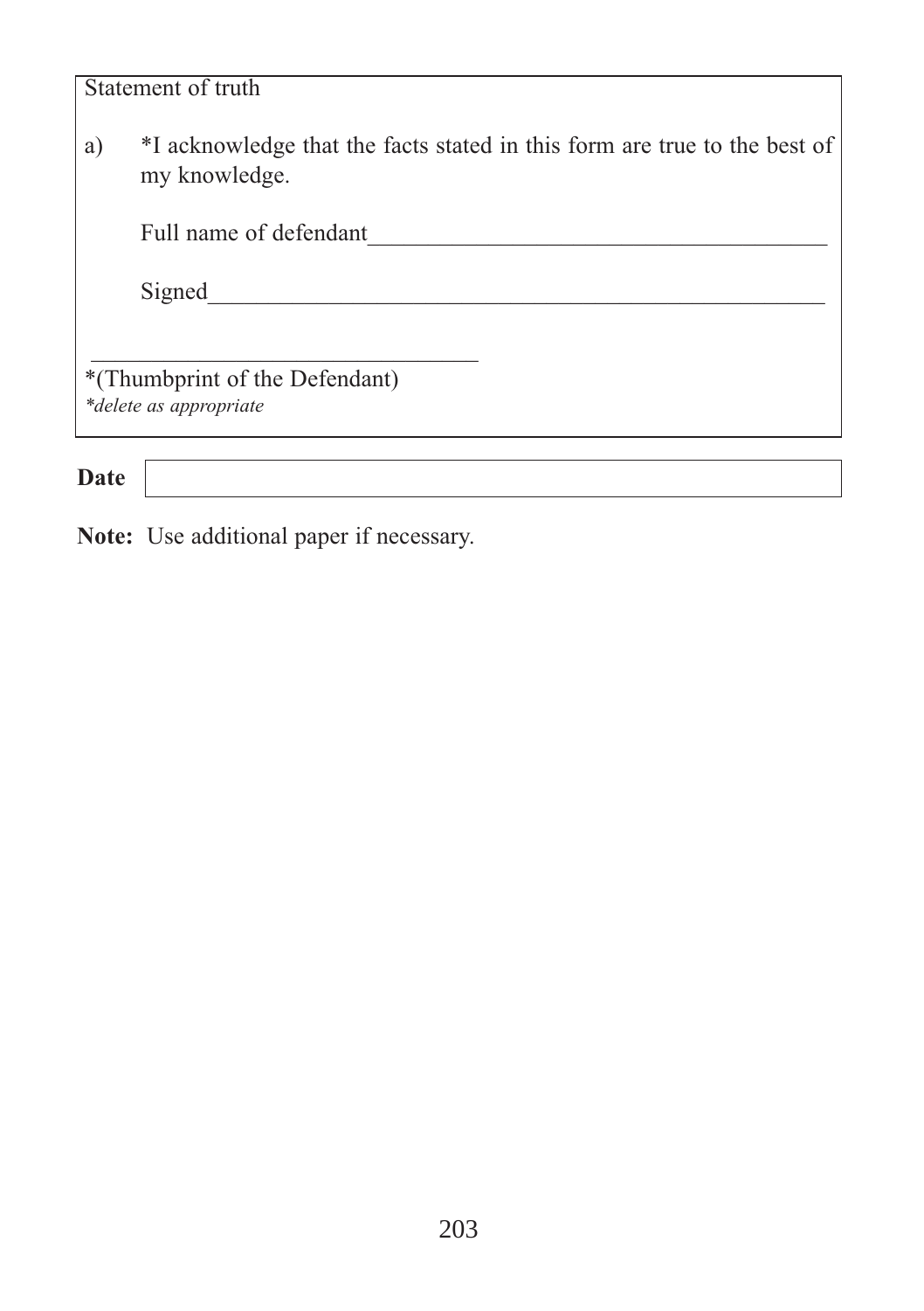Statement of truth

a) *I acknowledge that the facts stated in this form are true to the best of my knowledge.

Full name of defendant_______________________________________

Signed____________________________________________________

_________________________________

*(Thumbprint of the Defendant)

*\*delete as appropriate*

**Date**

**Note:** Use additional paper if necessary.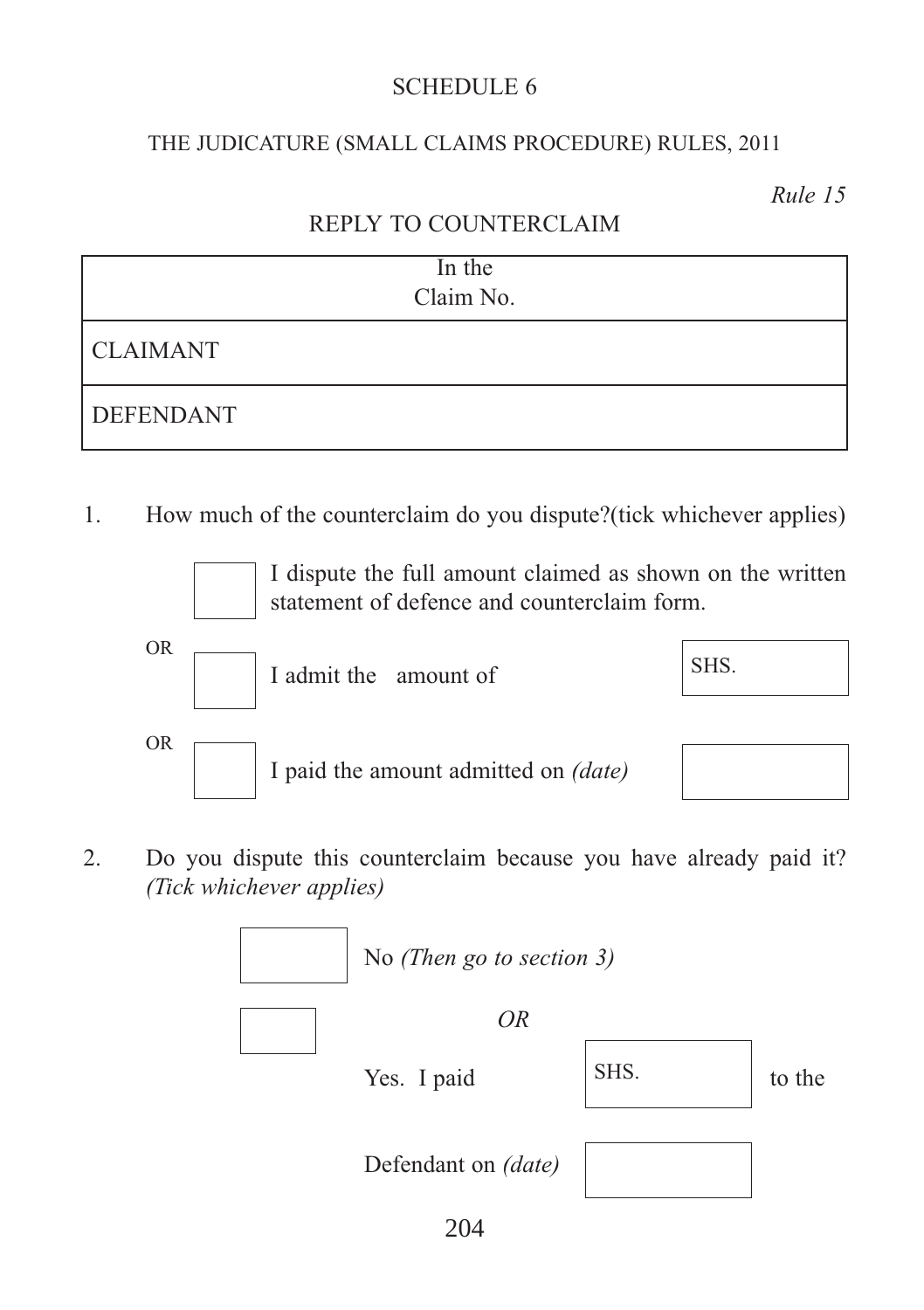SCHEDULE 6

THE JUDICATURE (SMALL CLAIMS PROCEDURE) RULES, 2011

*Rule 15*

REPLY TO COUNTERCLAIM

| In the Claim No. |
|---|
| CLAIMANT |
| DEFENDANT |

1. How much of the counterclaim do you dispute?(tick whichever applies)

   ☐ I dispute the full amount claimed as shown on the written statement of defence and counterclaim form.

   OR

   ☐ I admit the amount of SHS.

   OR

   ☐ I paid the amount admitted on *(date)*

2. Do you dispute this counterclaim because you have already paid it? *(Tick whichever applies)*

   ☐ No *(Then go to section 3)*

   *OR*

   ☐ Yes. I paid SHS. to the Defendant on *(date)*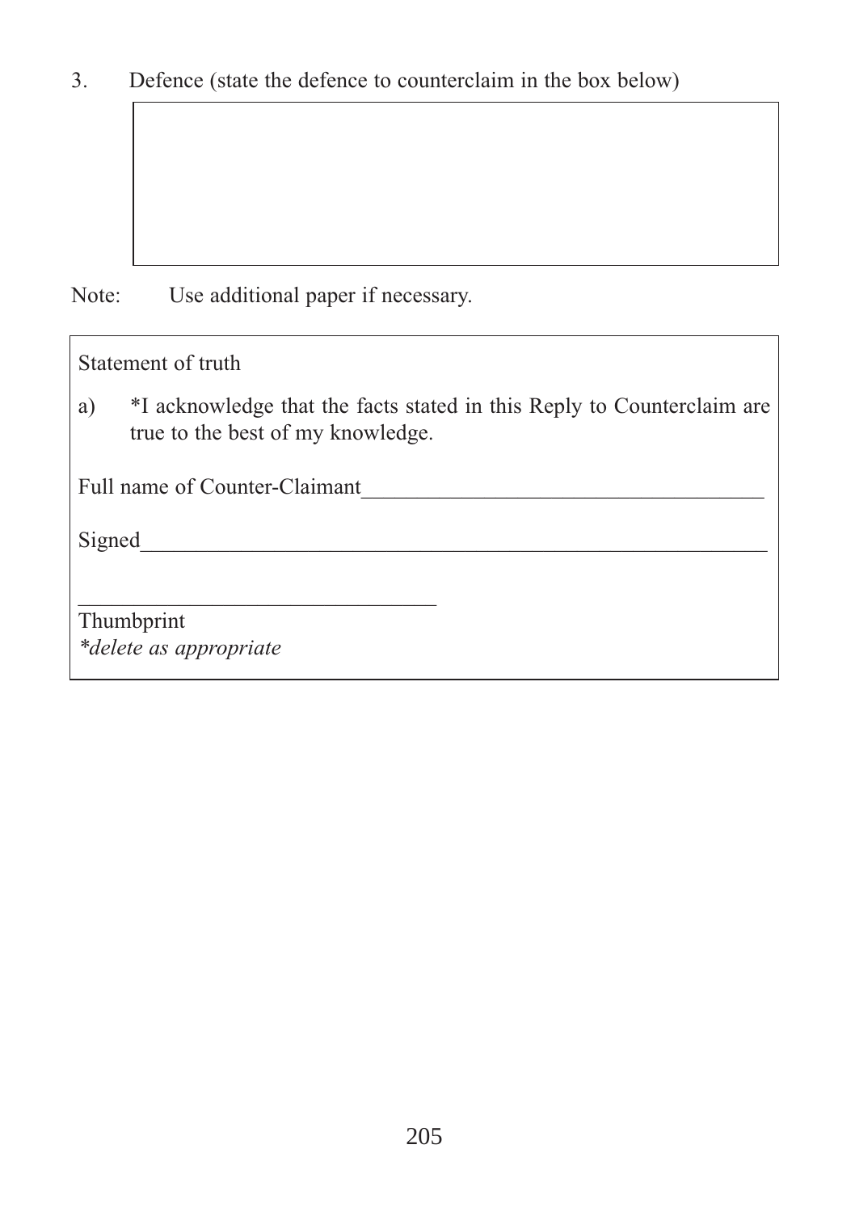3. Defence (state the defence to counterclaim in the box below)

| |
|---|
| |

Note: Use additional paper if necessary.

Statement of truth

a) *I acknowledge that the facts stated in this Reply to Counterclaim are true to the best of my knowledge.

Full name of Counter-Claimant_____________________________________

Signed_________________________________________________________

_________________________________

Thumbprint

*delete as appropriate*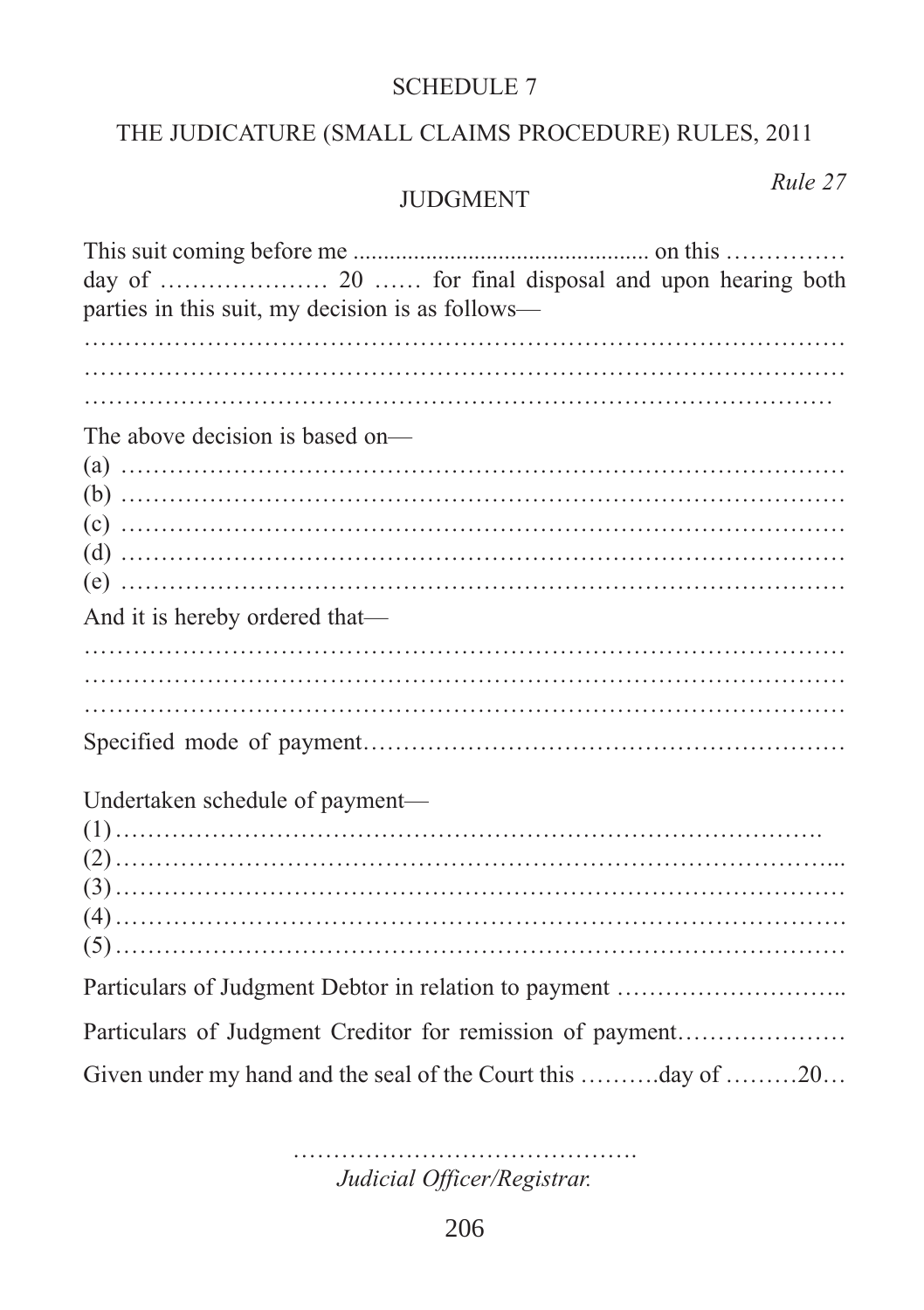SCHEDULE 7

THE JUDICATURE (SMALL CLAIMS PROCEDURE) RULES, 2011

*Rule 27*

JUDGMENT

This suit coming before me ................................................. on this …………… day of ………………… 20 …… for final disposal and upon hearing both parties in this suit, my decision is as follows—

…………………………………………………………………………………
…………………………………………………………………………………
…………………………………………………………………………………

The above decision is based on—

(a) ……………………………………………………………………………
(b) ……………………………………………………………………………
(c) ……………………………………………………………………………
(d) ……………………………………………………………………………
(e) ……………………………………………………………………………

And it is hereby ordered that—

…………………………………………………………………………………
…………………………………………………………………………………
…………………………………………………………………………………

Specified mode of payment……………………………………………………

Undertaken schedule of payment—

(1)……………………………………………………………………………
(2)……………………………………………………………………………...
(3)……………………………………………………………………………
(4)……………………………………………………………………………
(5)……………………………………………………………………………

Particulars of Judgment Debtor in relation to payment ………………………..

Particulars of Judgment Creditor for remission of payment…………………

Given under my hand and the seal of the Court this ……….day of ………20…

…………………………………….
*Judicial Officer/Registrar.*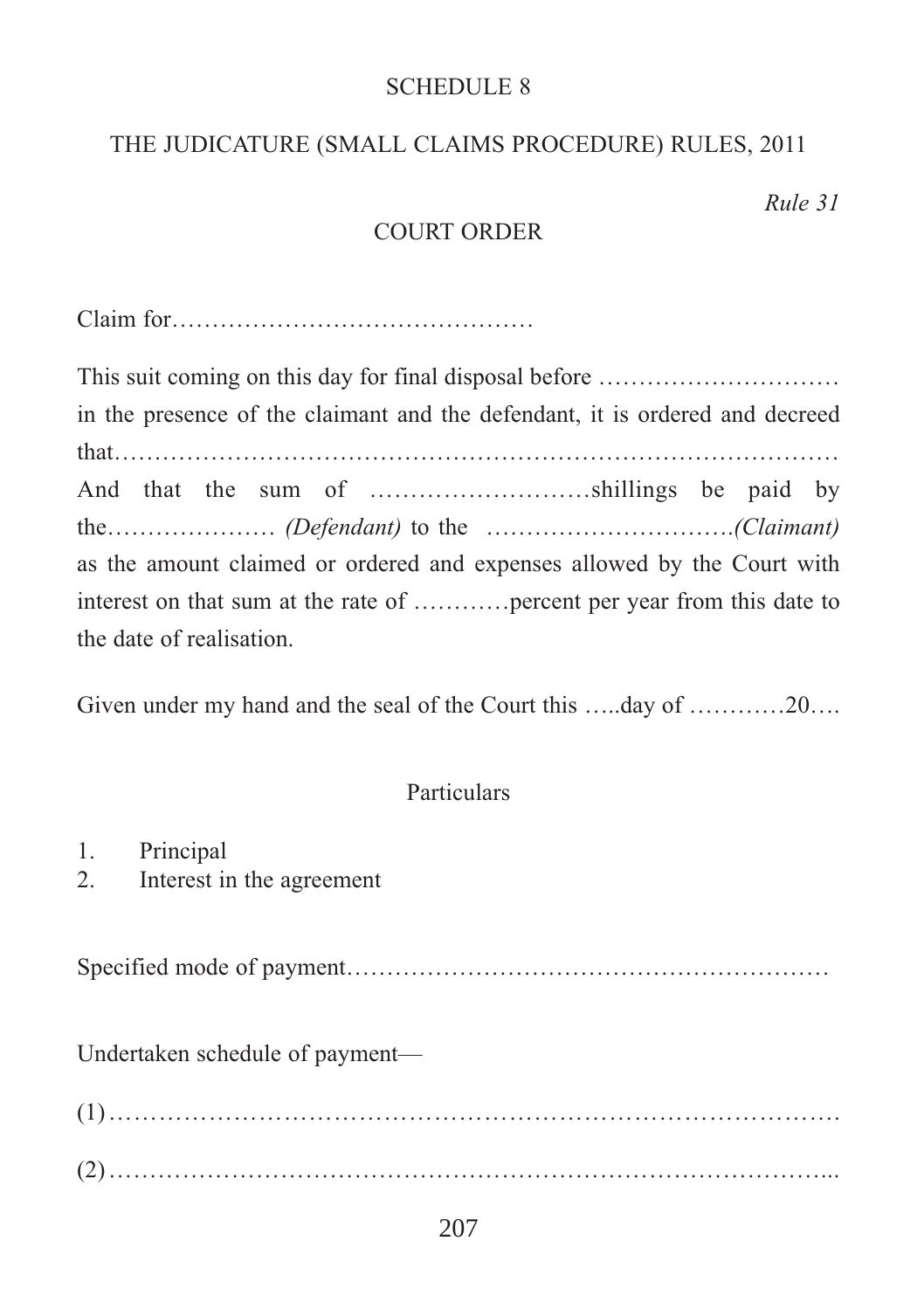SCHEDULE 8

THE JUDICATURE (SMALL CLAIMS PROCEDURE) RULES, 2011

*Rule 31*

COURT ORDER

Claim for………………………………………

This suit coming on this day for final disposal before ………………………… in the presence of the claimant and the defendant, it is ordered and decreed that………………………………………………………………………… And that the sum of ………………………shillings be paid by the………………… *(Defendant)* to the ………………………….*(Claimant)* as the amount claimed or ordered and expenses allowed by the Court with interest on that sum at the rate of …………percent per year from this date to the date of realisation.

Given under my hand and the seal of the Court this …..day of …………20….

Particulars

1. Principal
2. Interest in the agreement

Specified mode of payment……………………………………………………

Undertaken schedule of payment—

(1)…………………………………………………………………………

(2)………………………………………………………………………...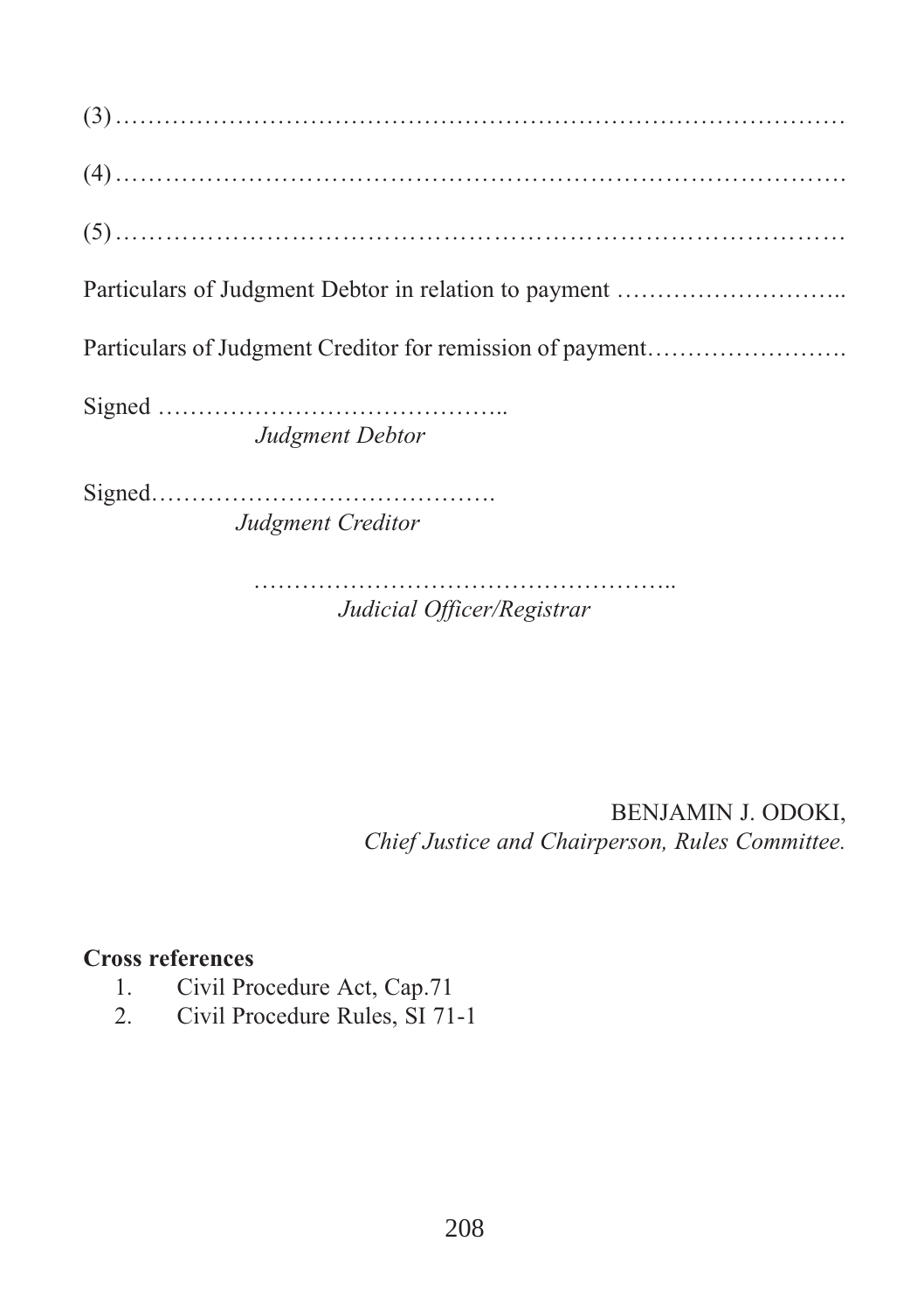(3)………………………………………………………………………………

(4)………………………………………………………………………………

(5)………………………………………………………………………………

Particulars of Judgment Debtor in relation to payment ………………………..

Particulars of Judgment Creditor for remission of payment…………………….

Signed ……………………………………..
*Judgment Debtor*

Signed…………………………………….
*Judgment Creditor*

……………………………………………..
*Judicial Officer/Registrar*

BENJAMIN J. ODOKI,
*Chief Justice and Chairperson, Rules Committee.*

**Cross references**

1. Civil Procedure Act, Cap.71
2. Civil Procedure Rules, SI 71-1